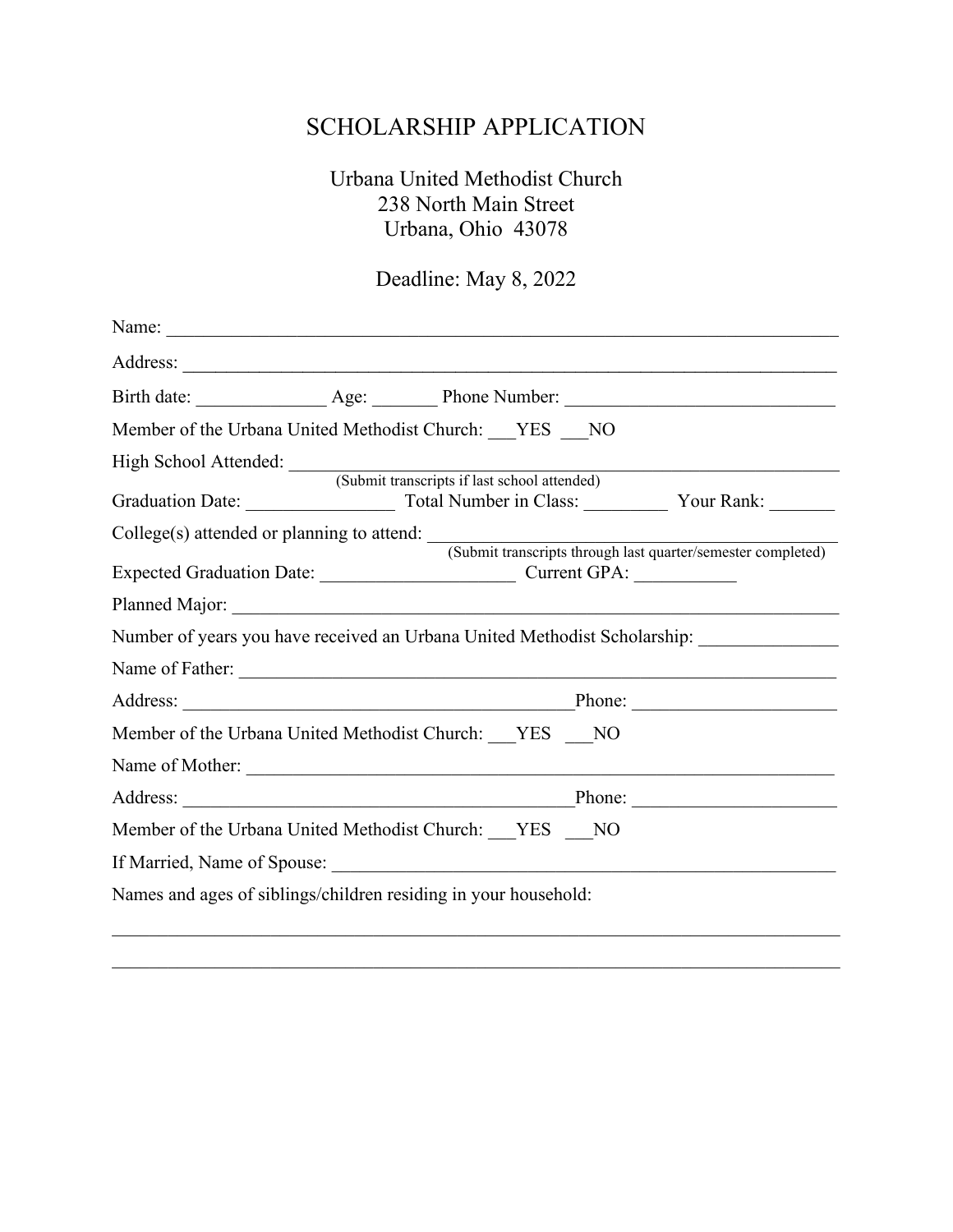# SCHOLARSHIP APPLICATION

Urbana United Methodist Church
238 North Main Street
Urbana, Ohio 43078

Deadline: May 8, 2022

Name: ___________________________________________________________________________

Address: _________________________________________________________________________

Birth date: ______________ Age: _______ Phone Number: ____________________________

Member of the Urbana United Methodist Church: ___YES ___NO

High School Attended: _____________________________________________________________
(Submit transcripts if last school attended)

Graduation Date: ________________ Total Number in Class: _________ Your Rank: _______

College(s) attended or planning to attend: ____________________________________________
(Submit transcripts through last quarter/semester completed)

Expected Graduation Date: _____________________ Current GPA: ___________

Planned Major: ____________________________________________________________________

Number of years you have received an Urbana United Methodist Scholarship: _______________

Name of Father: ___________________________________________________________________

Address: __________________________________________Phone: _____________________

Member of the Urbana United Methodist Church: ___YES ___NO

Name of Mother: ___________________________________________________________________

Address: __________________________________________Phone: _____________________

Member of the Urbana United Methodist Church: ___YES ___NO

If Married, Name of Spouse: _________________________________________________________

Names and ages of siblings/children residing in your household:

_________________________________________________________________________________

_________________________________________________________________________________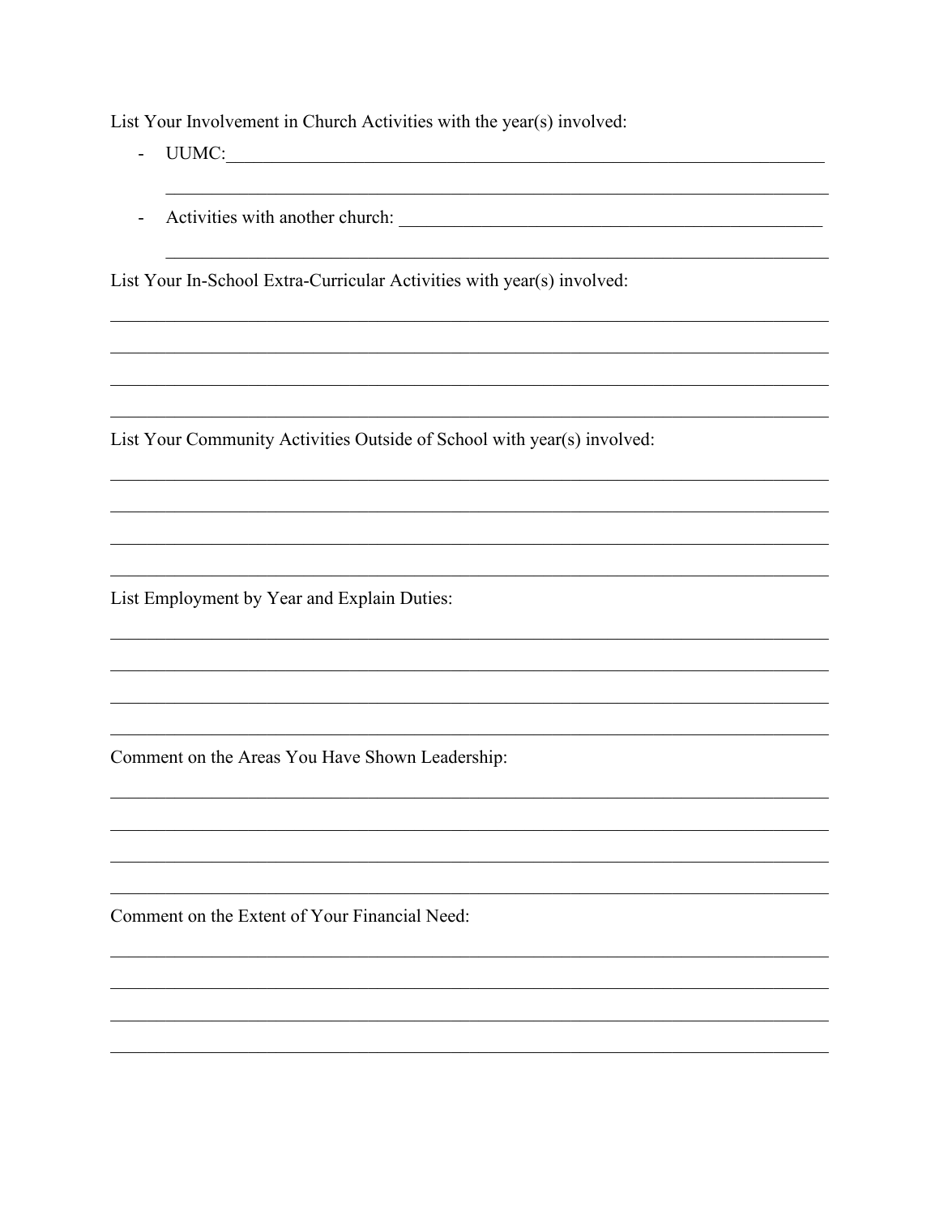List Your Involvement in Church Activities with the year(s) involved:

- UUMC:\_\_\_\_\_\_\_\_\_\_\_\_\_\_\_\_\_\_\_\_\_\_\_\_\_\_\_\_\_\_\_\_\_\_\_\_\_\_\_\_\_\_\_\_\_\_\_\_\_\_\_\_\_\_\_\_\_\_\_\_\_\_\_\_

  \_\_\_\_\_\_\_\_\_\_\_\_\_\_\_\_\_\_\_\_\_\_\_\_\_\_\_\_\_\_\_\_\_\_\_\_\_\_\_\_\_\_\_\_\_\_\_\_\_\_\_\_\_\_\_\_\_\_\_\_\_\_\_\_\_\_\_\_\_\_

- Activities with another church: \_\_\_\_\_\_\_\_\_\_\_\_\_\_\_\_\_\_\_\_\_\_\_\_\_\_\_\_\_\_\_\_\_\_\_\_\_\_\_\_\_\_\_\_

  \_\_\_\_\_\_\_\_\_\_\_\_\_\_\_\_\_\_\_\_\_\_\_\_\_\_\_\_\_\_\_\_\_\_\_\_\_\_\_\_\_\_\_\_\_\_\_\_\_\_\_\_\_\_\_\_\_\_\_\_\_\_\_\_\_\_\_\_\_\_

List Your In-School Extra-Curricular Activities with year(s) involved:

\_\_\_\_\_\_\_\_\_\_\_\_\_\_\_\_\_\_\_\_\_\_\_\_\_\_\_\_\_\_\_\_\_\_\_\_\_\_\_\_\_\_\_\_\_\_\_\_\_\_\_\_\_\_\_\_\_\_\_\_\_\_\_\_\_\_\_\_\_\_\_\_\_\_\_\_

\_\_\_\_\_\_\_\_\_\_\_\_\_\_\_\_\_\_\_\_\_\_\_\_\_\_\_\_\_\_\_\_\_\_\_\_\_\_\_\_\_\_\_\_\_\_\_\_\_\_\_\_\_\_\_\_\_\_\_\_\_\_\_\_\_\_\_\_\_\_\_\_\_\_\_\_

\_\_\_\_\_\_\_\_\_\_\_\_\_\_\_\_\_\_\_\_\_\_\_\_\_\_\_\_\_\_\_\_\_\_\_\_\_\_\_\_\_\_\_\_\_\_\_\_\_\_\_\_\_\_\_\_\_\_\_\_\_\_\_\_\_\_\_\_\_\_\_\_\_\_\_\_

\_\_\_\_\_\_\_\_\_\_\_\_\_\_\_\_\_\_\_\_\_\_\_\_\_\_\_\_\_\_\_\_\_\_\_\_\_\_\_\_\_\_\_\_\_\_\_\_\_\_\_\_\_\_\_\_\_\_\_\_\_\_\_\_\_\_\_\_\_\_\_\_\_\_\_\_

List Your Community Activities Outside of School with year(s) involved:

\_\_\_\_\_\_\_\_\_\_\_\_\_\_\_\_\_\_\_\_\_\_\_\_\_\_\_\_\_\_\_\_\_\_\_\_\_\_\_\_\_\_\_\_\_\_\_\_\_\_\_\_\_\_\_\_\_\_\_\_\_\_\_\_\_\_\_\_\_\_\_\_\_\_\_\_

\_\_\_\_\_\_\_\_\_\_\_\_\_\_\_\_\_\_\_\_\_\_\_\_\_\_\_\_\_\_\_\_\_\_\_\_\_\_\_\_\_\_\_\_\_\_\_\_\_\_\_\_\_\_\_\_\_\_\_\_\_\_\_\_\_\_\_\_\_\_\_\_\_\_\_\_

\_\_\_\_\_\_\_\_\_\_\_\_\_\_\_\_\_\_\_\_\_\_\_\_\_\_\_\_\_\_\_\_\_\_\_\_\_\_\_\_\_\_\_\_\_\_\_\_\_\_\_\_\_\_\_\_\_\_\_\_\_\_\_\_\_\_\_\_\_\_\_\_\_\_\_\_

\_\_\_\_\_\_\_\_\_\_\_\_\_\_\_\_\_\_\_\_\_\_\_\_\_\_\_\_\_\_\_\_\_\_\_\_\_\_\_\_\_\_\_\_\_\_\_\_\_\_\_\_\_\_\_\_\_\_\_\_\_\_\_\_\_\_\_\_\_\_\_\_\_\_\_\_

List Employment by Year and Explain Duties:

\_\_\_\_\_\_\_\_\_\_\_\_\_\_\_\_\_\_\_\_\_\_\_\_\_\_\_\_\_\_\_\_\_\_\_\_\_\_\_\_\_\_\_\_\_\_\_\_\_\_\_\_\_\_\_\_\_\_\_\_\_\_\_\_\_\_\_\_\_\_\_\_\_\_\_\_

\_\_\_\_\_\_\_\_\_\_\_\_\_\_\_\_\_\_\_\_\_\_\_\_\_\_\_\_\_\_\_\_\_\_\_\_\_\_\_\_\_\_\_\_\_\_\_\_\_\_\_\_\_\_\_\_\_\_\_\_\_\_\_\_\_\_\_\_\_\_\_\_\_\_\_\_

\_\_\_\_\_\_\_\_\_\_\_\_\_\_\_\_\_\_\_\_\_\_\_\_\_\_\_\_\_\_\_\_\_\_\_\_\_\_\_\_\_\_\_\_\_\_\_\_\_\_\_\_\_\_\_\_\_\_\_\_\_\_\_\_\_\_\_\_\_\_\_\_\_\_\_\_

\_\_\_\_\_\_\_\_\_\_\_\_\_\_\_\_\_\_\_\_\_\_\_\_\_\_\_\_\_\_\_\_\_\_\_\_\_\_\_\_\_\_\_\_\_\_\_\_\_\_\_\_\_\_\_\_\_\_\_\_\_\_\_\_\_\_\_\_\_\_\_\_\_\_\_\_

Comment on the Areas You Have Shown Leadership:

\_\_\_\_\_\_\_\_\_\_\_\_\_\_\_\_\_\_\_\_\_\_\_\_\_\_\_\_\_\_\_\_\_\_\_\_\_\_\_\_\_\_\_\_\_\_\_\_\_\_\_\_\_\_\_\_\_\_\_\_\_\_\_\_\_\_\_\_\_\_\_\_\_\_\_\_

\_\_\_\_\_\_\_\_\_\_\_\_\_\_\_\_\_\_\_\_\_\_\_\_\_\_\_\_\_\_\_\_\_\_\_\_\_\_\_\_\_\_\_\_\_\_\_\_\_\_\_\_\_\_\_\_\_\_\_\_\_\_\_\_\_\_\_\_\_\_\_\_\_\_\_\_

\_\_\_\_\_\_\_\_\_\_\_\_\_\_\_\_\_\_\_\_\_\_\_\_\_\_\_\_\_\_\_\_\_\_\_\_\_\_\_\_\_\_\_\_\_\_\_\_\_\_\_\_\_\_\_\_\_\_\_\_\_\_\_\_\_\_\_\_\_\_\_\_\_\_\_\_

\_\_\_\_\_\_\_\_\_\_\_\_\_\_\_\_\_\_\_\_\_\_\_\_\_\_\_\_\_\_\_\_\_\_\_\_\_\_\_\_\_\_\_\_\_\_\_\_\_\_\_\_\_\_\_\_\_\_\_\_\_\_\_\_\_\_\_\_\_\_\_\_\_\_\_\_

Comment on the Extent of Your Financial Need:

\_\_\_\_\_\_\_\_\_\_\_\_\_\_\_\_\_\_\_\_\_\_\_\_\_\_\_\_\_\_\_\_\_\_\_\_\_\_\_\_\_\_\_\_\_\_\_\_\_\_\_\_\_\_\_\_\_\_\_\_\_\_\_\_\_\_\_\_\_\_\_\_\_\_\_\_

\_\_\_\_\_\_\_\_\_\_\_\_\_\_\_\_\_\_\_\_\_\_\_\_\_\_\_\_\_\_\_\_\_\_\_\_\_\_\_\_\_\_\_\_\_\_\_\_\_\_\_\_\_\_\_\_\_\_\_\_\_\_\_\_\_\_\_\_\_\_\_\_\_\_\_\_

\_\_\_\_\_\_\_\_\_\_\_\_\_\_\_\_\_\_\_\_\_\_\_\_\_\_\_\_\_\_\_\_\_\_\_\_\_\_\_\_\_\_\_\_\_\_\_\_\_\_\_\_\_\_\_\_\_\_\_\_\_\_\_\_\_\_\_\_\_\_\_\_\_\_\_\_

\_\_\_\_\_\_\_\_\_\_\_\_\_\_\_\_\_\_\_\_\_\_\_\_\_\_\_\_\_\_\_\_\_\_\_\_\_\_\_\_\_\_\_\_\_\_\_\_\_\_\_\_\_\_\_\_\_\_\_\_\_\_\_\_\_\_\_\_\_\_\_\_\_\_\_\_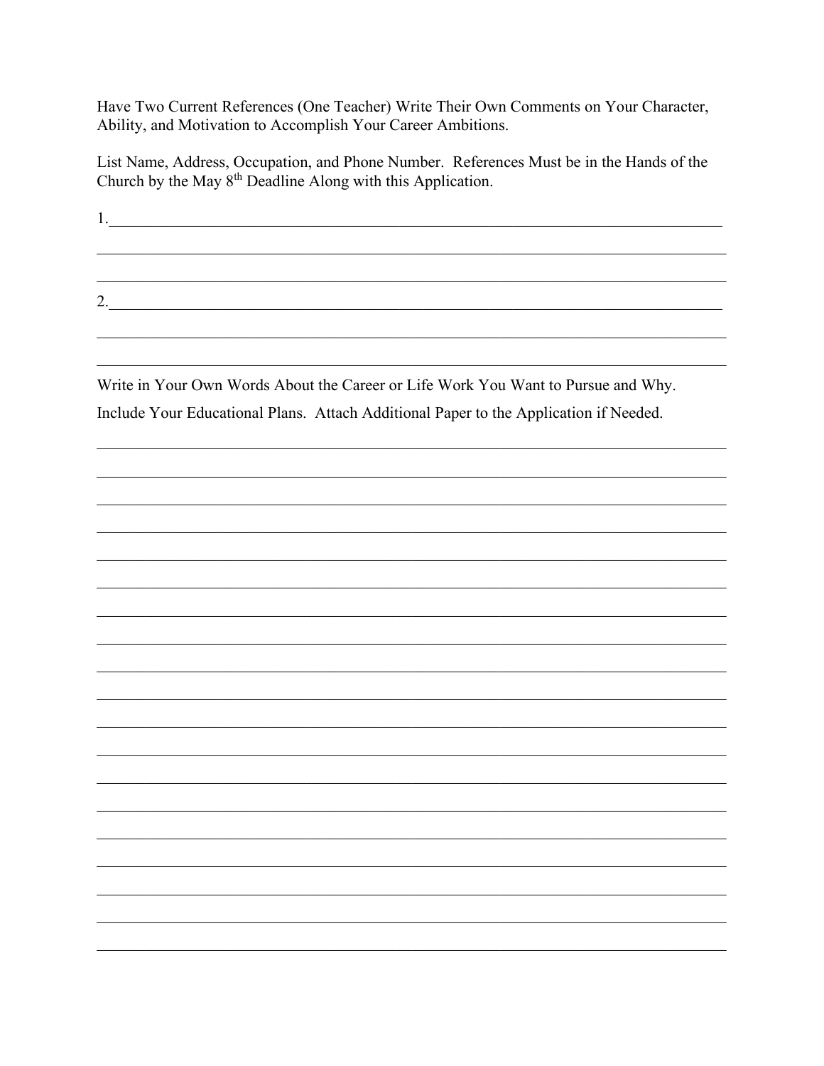Have Two Current References (One Teacher) Write Their Own Comments on Your Character, Ability, and Motivation to Accomplish Your Career Ambitions.

List Name, Address, Occupation, and Phone Number. References Must be in the Hands of the Church by the May 8th Deadline Along with this Application.

1.______________________________________________________________________________

________________________________________________________________________________

________________________________________________________________________________

2.______________________________________________________________________________

________________________________________________________________________________

________________________________________________________________________________

Write in Your Own Words About the Career or Life Work You Want to Pursue and Why.

Include Your Educational Plans. Attach Additional Paper to the Application if Needed.

________________________________________________________________________________

________________________________________________________________________________

________________________________________________________________________________

________________________________________________________________________________

________________________________________________________________________________

________________________________________________________________________________

________________________________________________________________________________

________________________________________________________________________________

________________________________________________________________________________

________________________________________________________________________________

________________________________________________________________________________

________________________________________________________________________________

________________________________________________________________________________

________________________________________________________________________________

________________________________________________________________________________

________________________________________________________________________________

________________________________________________________________________________

________________________________________________________________________________

________________________________________________________________________________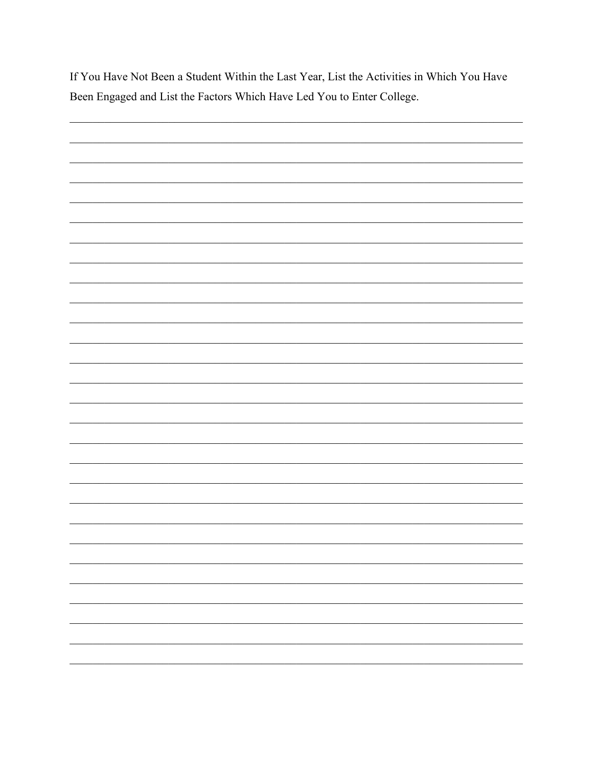If You Have Not Been a Student Within the Last Year, List the Activities in Which You Have Been Engaged and List the Factors Which Have Led You to Enter College.

______________________________________________________________________________

______________________________________________________________________________

______________________________________________________________________________

______________________________________________________________________________

______________________________________________________________________________

______________________________________________________________________________

______________________________________________________________________________

______________________________________________________________________________

______________________________________________________________________________

______________________________________________________________________________

______________________________________________________________________________

______________________________________________________________________________

______________________________________________________________________________

______________________________________________________________________________

______________________________________________________________________________

______________________________________________________________________________

______________________________________________________________________________

______________________________________________________________________________

______________________________________________________________________________

______________________________________________________________________________

______________________________________________________________________________

______________________________________________________________________________

______________________________________________________________________________

______________________________________________________________________________

______________________________________________________________________________

______________________________________________________________________________

______________________________________________________________________________

______________________________________________________________________________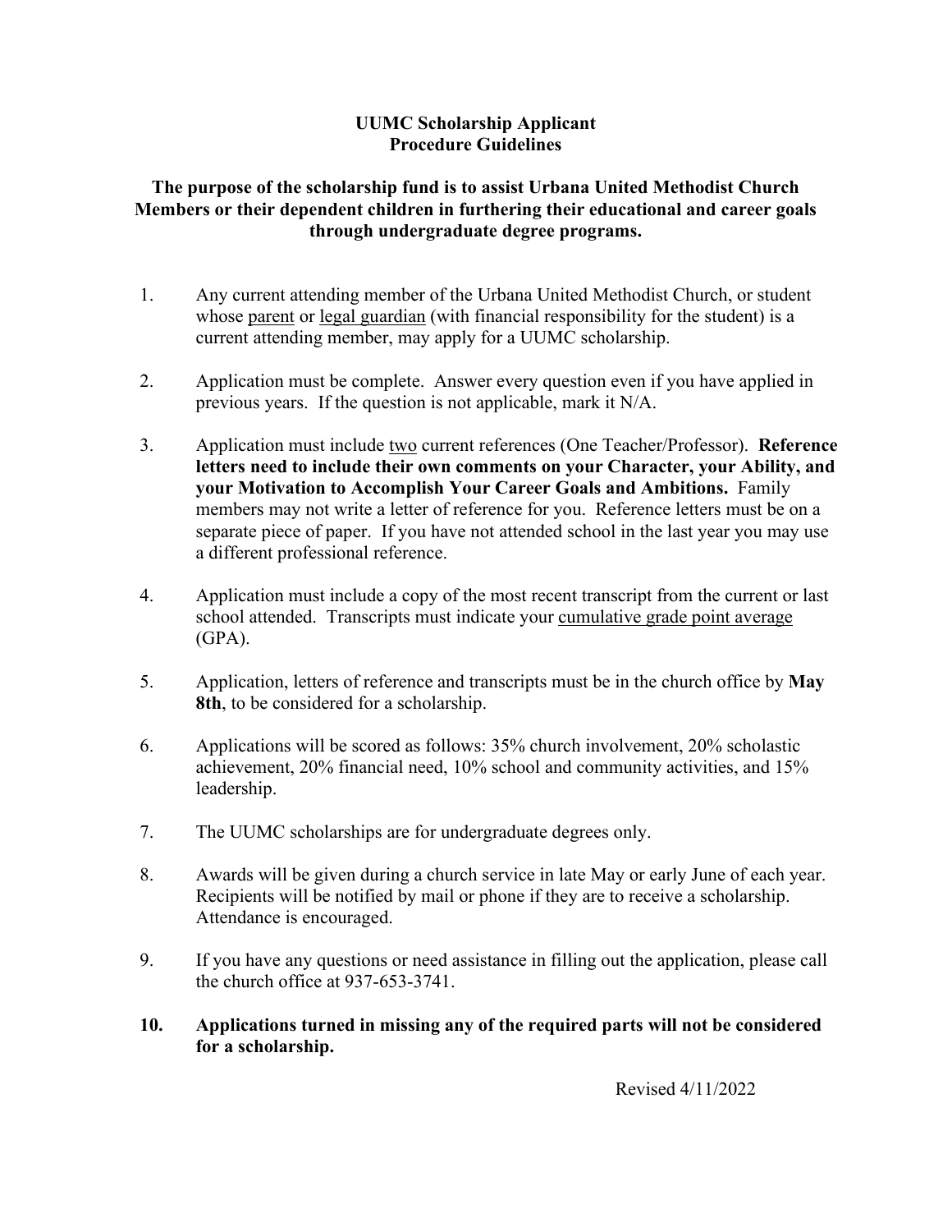**UUMC Scholarship Applicant**
**Procedure Guidelines**

**The purpose of the scholarship fund is to assist Urbana United Methodist Church Members or their dependent children in furthering their educational and career goals through undergraduate degree programs.**

1. Any current attending member of the Urbana United Methodist Church, or student whose parent or legal guardian (with financial responsibility for the student) is a current attending member, may apply for a UUMC scholarship.

2. Application must be complete. Answer every question even if you have applied in previous years. If the question is not applicable, mark it N/A.

3. Application must include two current references (One Teacher/Professor). **Reference letters need to include their own comments on your Character, your Ability, and your Motivation to Accomplish Your Career Goals and Ambitions.** Family members may not write a letter of reference for you. Reference letters must be on a separate piece of paper. If you have not attended school in the last year you may use a different professional reference.

4. Application must include a copy of the most recent transcript from the current or last school attended. Transcripts must indicate your cumulative grade point average (GPA).

5. Application, letters of reference and transcripts must be in the church office by **May 8th**, to be considered for a scholarship.

6. Applications will be scored as follows: 35% church involvement, 20% scholastic achievement, 20% financial need, 10% school and community activities, and 15% leadership.

7. The UUMC scholarships are for undergraduate degrees only.

8. Awards will be given during a church service in late May or early June of each year. Recipients will be notified by mail or phone if they are to receive a scholarship. Attendance is encouraged.

9. If you have any questions or need assistance in filling out the application, please call the church office at 937-653-3741.

10. **Applications turned in missing any of the required parts will not be considered for a scholarship.**

Revised 4/11/2022